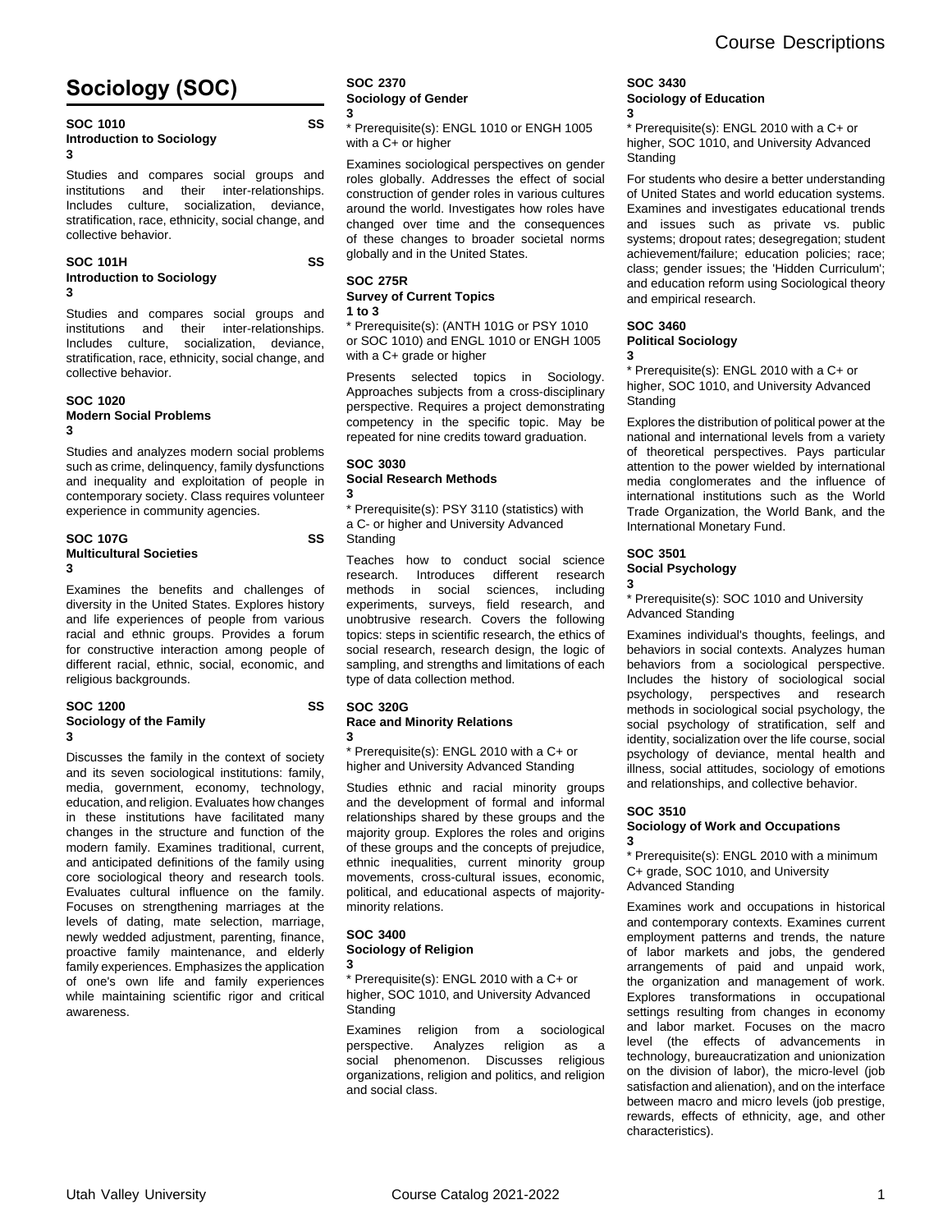# Sociology (SOC)

**SOC 1010** **SS**
**Introduction to Sociology**
**3**

Studies and compares social groups and institutions and their inter-relationships. Includes culture, socialization, deviance, stratification, race, ethnicity, social change, and collective behavior.

**SOC 101H** **SS**
**Introduction to Sociology**
**3**

Studies and compares social groups and institutions and their inter-relationships. Includes culture, socialization, deviance, stratification, race, ethnicity, social change, and collective behavior.

**SOC 1020**
**Modern Social Problems**
**3**

Studies and analyzes modern social problems such as crime, delinquency, family dysfunctions and inequality and exploitation of people in contemporary society. Class requires volunteer experience in community agencies.

**SOC 107G** **SS**
**Multicultural Societies**
**3**

Examines the benefits and challenges of diversity in the United States. Explores history and life experiences of people from various racial and ethnic groups. Provides a forum for constructive interaction among people of different racial, ethnic, social, economic, and religious backgrounds.

**SOC 1200** **SS**
**Sociology of the Family**
**3**

Discusses the family in the context of society and its seven sociological institutions: family, media, government, economy, technology, education, and religion. Evaluates how changes in these institutions have facilitated many changes in the structure and function of the modern family. Examines traditional, current, and anticipated definitions of the family using core sociological theory and research tools. Evaluates cultural influence on the family. Focuses on strengthening marriages at the levels of dating, mate selection, marriage, newly wedded adjustment, parenting, finance, proactive family maintenance, and elderly family experiences. Emphasizes the application of one's own life and family experiences while maintaining scientific rigor and critical awareness.

**SOC 2370**
**Sociology of Gender**
**3**

* Prerequisite(s): ENGL 1010 or ENGH 1005 with a C+ or higher

Examines sociological perspectives on gender roles globally. Addresses the effect of social construction of gender roles in various cultures around the world. Investigates how roles have changed over time and the consequences of these changes to broader societal norms globally and in the United States.

**SOC 275R**
**Survey of Current Topics**
**1 to 3**

* Prerequisite(s): (ANTH 101G or PSY 1010 or SOC 1010) and ENGL 1010 or ENGH 1005 with a C+ grade or higher

Presents selected topics in Sociology. Approaches subjects from a cross-disciplinary perspective. Requires a project demonstrating competency in the specific topic. May be repeated for nine credits toward graduation.

**SOC 3030**
**Social Research Methods**
**3**

* Prerequisite(s): PSY 3110 (statistics) with a C- or higher and University Advanced Standing

Teaches how to conduct social science research. Introduces different research methods in social sciences, including experiments, surveys, field research, and unobtrusive research. Covers the following topics: steps in scientific research, the ethics of social research, research design, the logic of sampling, and strengths and limitations of each type of data collection method.

**SOC 320G**
**Race and Minority Relations**
**3**

* Prerequisite(s): ENGL 2010 with a C+ or higher and University Advanced Standing

Studies ethnic and racial minority groups and the development of formal and informal relationships shared by these groups and the majority group. Explores the roles and origins of these groups and the concepts of prejudice, ethnic inequalities, current minority group movements, cross-cultural issues, economic, political, and educational aspects of majority-minority relations.

**SOC 3400**
**Sociology of Religion**
**3**

* Prerequisite(s): ENGL 2010 with a C+ or higher, SOC 1010, and University Advanced Standing

Examines religion from a sociological perspective. Analyzes religion as a social phenomenon. Discusses religious organizations, religion and politics, and religion and social class.

**SOC 3430**
**Sociology of Education**
**3**

* Prerequisite(s): ENGL 2010 with a C+ or higher, SOC 1010, and University Advanced Standing

For students who desire a better understanding of United States and world education systems. Examines and investigates educational trends and issues such as private vs. public systems; dropout rates; desegregation; student achievement/failure; education policies; race; class; gender issues; the 'Hidden Curriculum'; and education reform using Sociological theory and empirical research.

**SOC 3460**
**Political Sociology**
**3**

* Prerequisite(s): ENGL 2010 with a C+ or higher, SOC 1010, and University Advanced Standing

Explores the distribution of political power at the national and international levels from a variety of theoretical perspectives. Pays particular attention to the power wielded by international media conglomerates and the influence of international institutions such as the World Trade Organization, the World Bank, and the International Monetary Fund.

**SOC 3501**
**Social Psychology**
**3**

* Prerequisite(s): SOC 1010 and University Advanced Standing

Examines individual's thoughts, feelings, and behaviors in social contexts. Analyzes human behaviors from a sociological perspective. Includes the history of sociological social psychology, perspectives and research methods in sociological social psychology, the social psychology of stratification, self and identity, socialization over the life course, social psychology of deviance, mental health and illness, social attitudes, sociology of emotions and relationships, and collective behavior.

**SOC 3510**
**Sociology of Work and Occupations**
**3**

* Prerequisite(s): ENGL 2010 with a minimum C+ grade, SOC 1010, and University Advanced Standing

Examines work and occupations in historical and contemporary contexts. Examines current employment patterns and trends, the nature of labor markets and jobs, the gendered arrangements of paid and unpaid work, the organization and management of work. Explores transformations in occupational settings resulting from changes in economy and labor market. Focuses on the macro level (the effects of advancements in technology, bureaucratization and unionization on the division of labor), the micro-level (job satisfaction and alienation), and on the interface between macro and micro levels (job prestige, rewards, effects of ethnicity, age, and other characteristics).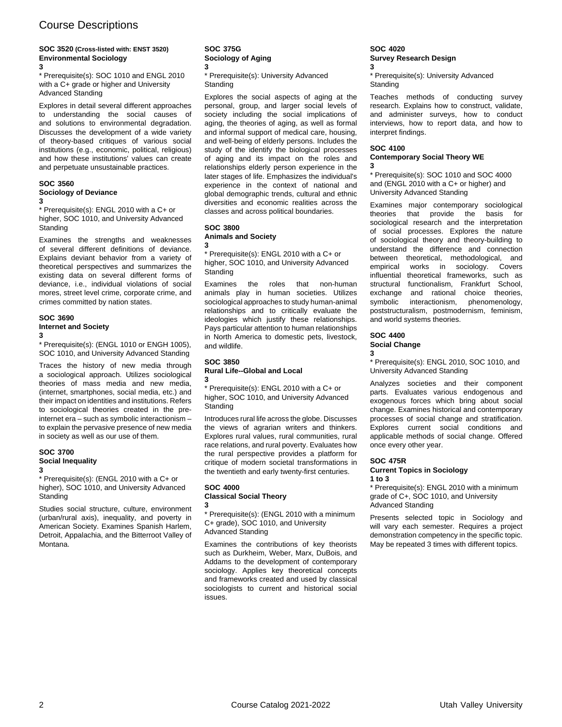# Course Descriptions

**SOC 3520 (Cross-listed with: ENST 3520)**
**Environmental Sociology**
**3**

* Prerequisite(s): SOC 1010 and ENGL 2010 with a C+ grade or higher and University Advanced Standing

Explores in detail several different approaches to understanding the social causes of and solutions to environmental degradation. Discusses the development of a wide variety of theory-based critiques of various social institutions (e.g., economic, political, religious) and how these institutions' values can create and perpetuate unsustainable practices.

**SOC 3560**
**Sociology of Deviance**
**3**

* Prerequisite(s): ENGL 2010 with a C+ or higher, SOC 1010, and University Advanced Standing

Examines the strengths and weaknesses of several different definitions of deviance. Explains deviant behavior from a variety of theoretical perspectives and summarizes the existing data on several different forms of deviance, i.e., individual violations of social mores, street level crime, corporate crime, and crimes committed by nation states.

**SOC 3690**
**Internet and Society**
**3**

* Prerequisite(s): (ENGL 1010 or ENGH 1005), SOC 1010, and University Advanced Standing

Traces the history of new media through a sociological approach. Utilizes sociological theories of mass media and new media, (internet, smartphones, social media, etc.) and their impact on identities and institutions. Refers to sociological theories created in the pre-internet era – such as symbolic interactionism – to explain the pervasive presence of new media in society as well as our use of them.

**SOC 3700**
**Social Inequality**
**3**

* Prerequisite(s): (ENGL 2010 with a C+ or higher), SOC 1010, and University Advanced Standing

Studies social structure, culture, environment (urban/rural axis), inequality, and poverty in American Society. Examines Spanish Harlem, Detroit, Appalachia, and the Bitterroot Valley of Montana.

**SOC 375G**
**Sociology of Aging**
**3**

* Prerequisite(s): University Advanced Standing

Explores the social aspects of aging at the personal, group, and larger social levels of society including the social implications of aging, the theories of aging, as well as formal and informal support of medical care, housing, and well-being of elderly persons. Includes the study of the identify the biological processes of aging and its impact on the roles and relationships elderly person experience in the later stages of life. Emphasizes the individual's experience in the context of national and global demographic trends, cultural and ethnic diversities and economic realities across the classes and across political boundaries.

**SOC 3800**
**Animals and Society**
**3**

* Prerequisite(s): ENGL 2010 with a C+ or higher, SOC 1010, and University Advanced Standing

Examines the roles that non-human animals play in human societies. Utilizes sociological approaches to study human-animal relationships and to critically evaluate the ideologies which justify these relationships. Pays particular attention to human relationships in North America to domestic pets, livestock, and wildlife.

**SOC 3850**
**Rural Life--Global and Local**
**3**

* Prerequisite(s): ENGL 2010 with a C+ or higher, SOC 1010, and University Advanced Standing

Introduces rural life across the globe. Discusses the views of agrarian writers and thinkers. Explores rural values, rural communities, rural race relations, and rural poverty. Evaluates how the rural perspective provides a platform for critique of modern societal transformations in the twentieth and early twenty-first centuries.

**SOC 4000**
**Classical Social Theory**
**3**

* Prerequisite(s): (ENGL 2010 with a minimum C+ grade), SOC 1010, and University Advanced Standing

Examines the contributions of key theorists such as Durkheim, Weber, Marx, DuBois, and Addams to the development of contemporary sociology. Applies key theoretical concepts and frameworks created and used by classical sociologists to current and historical social issues.

**SOC 4020**
**Survey Research Design**
**3**

* Prerequisite(s): University Advanced Standing

Teaches methods of conducting survey research. Explains how to construct, validate, and administer surveys, how to conduct interviews, how to report data, and how to interpret findings.

**SOC 4100**
**Contemporary Social Theory WE**
**3**

* Prerequisite(s): SOC 1010 and SOC 4000 and (ENGL 2010 with a C+ or higher) and University Advanced Standing

Examines major contemporary sociological theories that provide the basis for sociological research and the interpretation of social processes. Explores the nature of sociological theory and theory-building to understand the difference and connection between theoretical, methodological, and empirical works in sociology. Covers influential theoretical frameworks, such as structural functionalism, Frankfurt School, exchange and rational choice theories, symbolic interactionism, phenomenology, poststructuralism, postmodernism, feminism, and world systems theories.

**SOC 4400**
**Social Change**
**3**

* Prerequisite(s): ENGL 2010, SOC 1010, and University Advanced Standing

Analyzes societies and their component parts. Evaluates various endogenous and exogenous forces which bring about social change. Examines historical and contemporary processes of social change and stratification. Explores current social conditions and applicable methods of social change. Offered once every other year.

**SOC 475R**
**Current Topics in Sociology**
**1 to 3**

* Prerequisite(s): ENGL 2010 with a minimum grade of C+, SOC 1010, and University Advanced Standing

Presents selected topic in Sociology and will vary each semester. Requires a project demonstration competency in the specific topic. May be repeated 3 times with different topics.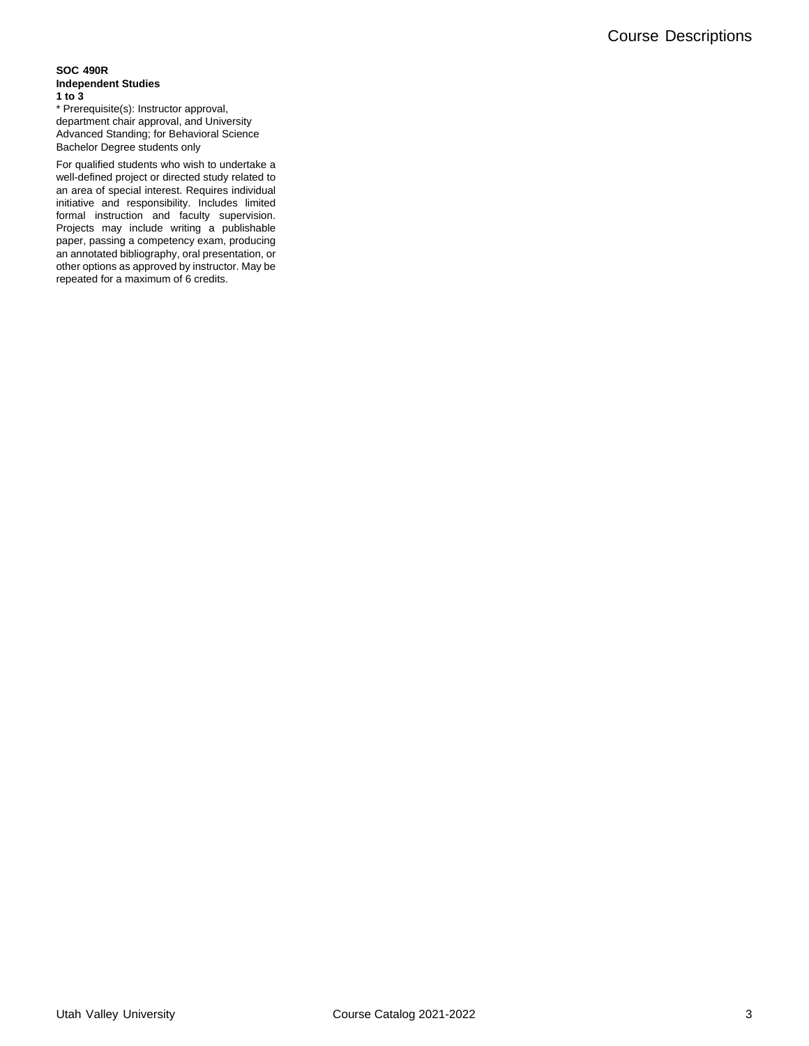**SOC 490R**
**Independent Studies**
**1 to 3**

* Prerequisite(s): Instructor approval, department chair approval, and University Advanced Standing; for Behavioral Science Bachelor Degree students only

For qualified students who wish to undertake a well-defined project or directed study related to an area of special interest. Requires individual initiative and responsibility. Includes limited formal instruction and faculty supervision. Projects may include writing a publishable paper, passing a competency exam, producing an annotated bibliography, oral presentation, or other options as approved by instructor. May be repeated for a maximum of 6 credits.